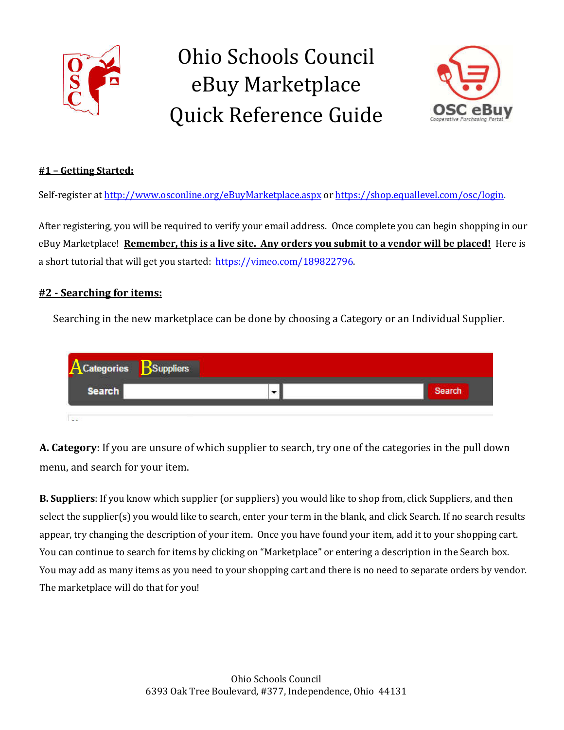# Ohio Schools Council eBuy Marketplace Quick Reference Guide

#### #1 – Getting Started:

Self-register at http://www.osconline.org/eBuyMarketplace.aspx or https://shop.equallevel.com/osc/login.

After registering, you will be required to verify your email address. Once complete you can begin shopping in our eBuy Marketplace! **Remember, this is a live site. Any orders you submit to a vendor will be placed!** Here is a short tutorial that will get you started: https://vimeo.com/189822796.

#### #2 - Searching for items:

Searching in the new marketplace can be done by choosing a Category or an Individual Supplier.

**A. Category**: If you are unsure of which supplier to search, try one of the categories in the pull down menu, and search for your item.

**B. Suppliers**: If you know which supplier (or suppliers) you would like to shop from, click Suppliers, and then select the supplier(s) you would like to search, enter your term in the blank, and click Search. If no search results appear, try changing the description of your item. Once you have found your item, add it to your shopping cart. You can continue to search for items by clicking on "Marketplace" or entering a description in the Search box. You may add as many items as you need to your shopping cart and there is no need to separate orders by vendor. The marketplace will do that for you!

Ohio Schools Council
6393 Oak Tree Boulevard, #377, Independence, Ohio 44131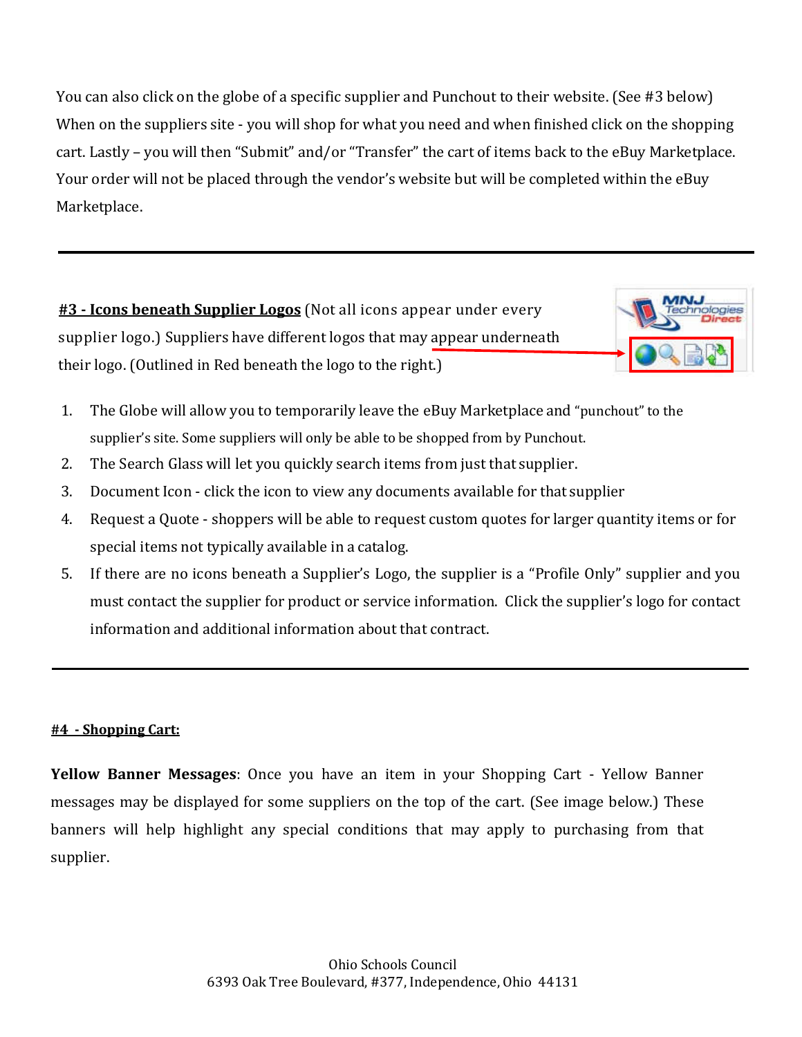You can also click on the globe of a specific supplier and Punchout to their website. (See #3 below) When on the suppliers site - you will shop for what you need and when finished click on the shopping cart. Lastly – you will then "Submit" and/or "Transfer" the cart of items back to the eBuy Marketplace. Your order will not be placed through the vendor's website but will be completed within the eBuy Marketplace.

---

**#3 - Icons beneath Supplier Logos** (Not all icons appear under every supplier logo.) Suppliers have different logos that may appear underneath their logo. (Outlined in Red beneath the logo to the right.)

1. The Globe will allow you to temporarily leave the eBuy Marketplace and "punchout" to the supplier's site. Some suppliers will only be able to be shopped from by Punchout.
2. The Search Glass will let you quickly search items from just that supplier.
3. Document Icon - click the icon to view any documents available for that supplier
4. Request a Quote - shoppers will be able to request custom quotes for larger quantity items or for special items not typically available in a catalog.
5. If there are no icons beneath a Supplier's Logo, the supplier is a "Profile Only" supplier and you must contact the supplier for product or service information. Click the supplier's logo for contact information and additional information about that contract.

---

**#4 - Shopping Cart:**

**Yellow Banner Messages**: Once you have an item in your Shopping Cart - Yellow Banner messages may be displayed for some suppliers on the top of the cart. (See image below.) These banners will help highlight any special conditions that may apply to purchasing from that supplier.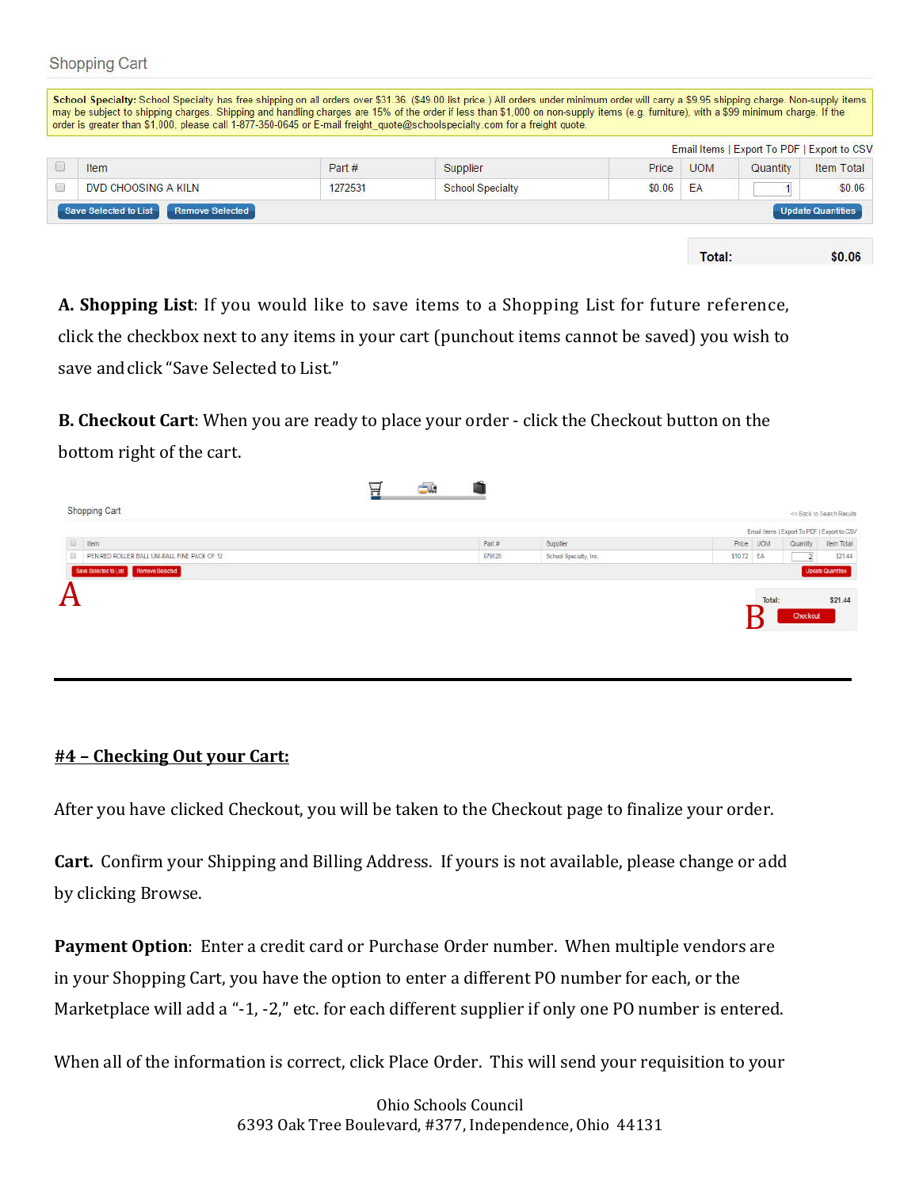Shopping Cart

**School Specialty:** School Specialty has free shipping on all orders over $31.36. ($49.00 list price.) All orders under minimum order will carry a $9.95 shipping charge. Non-supply items may be subject to shipping charges. Shipping and handling charges are 15% of the order if less than $1,000 on non-supply items (e.g. furniture), with a $99 minimum charge. If the order is greater than $1,000, please call 1-877-350-0645 or E-mail freight_quote@schoolspecialty.com for a freight quote.

Email Items | Export To PDF | Export to CSV

| | Item | Part # | Supplier | Price | UOM | Quantity | Item Total |
|---|---|---|---|---|---|---|---|
| ☐ | DVD CHOOSING A KILN | 1272531 | School Specialty | $0.06 | EA | 1 | $0.06 |

Save Selected to List | Remove Selected | Update Quantities

**Total:** $0.06

**A. Shopping List**: If you would like to save items to a Shopping List for future reference, click the checkbox next to any items in your cart (punchout items cannot be saved) you wish to save and click "Save Selected to List."

**B. Checkout Cart**: When you are ready to place your order - click the Checkout button on the bottom right of the cart.

Shopping Cart

<< Back to Search Results

Email Items | Export To PDF | Export to CSV

| | Item | Part # | Supplier | Price | UOM | Quantity | Item Total |
|---|---|---|---|---|---|---|---|
| ☐ | PEN RED ROLLER BALL UNI-BALL FINE PACK OF 12 | 079128 | School Specialty, Inc | $10.72 | EA | 2 | $21.44 |

Save Selected to List | Remove Selected | Update Quantities

A

Total: $21.44

B Checkout

---

## **#4 – Checking Out your Cart:**

After you have clicked Checkout, you will be taken to the Checkout page to finalize your order.

**Cart.** Confirm your Shipping and Billing Address. If yours is not available, please change or add by clicking Browse.

**Payment Option**: Enter a credit card or Purchase Order number. When multiple vendors are in your Shopping Cart, you have the option to enter a different PO number for each, or the Marketplace will add a "-1, -2," etc. for each different supplier if only one PO number is entered.

When all of the information is correct, click Place Order. This will send your requisition to your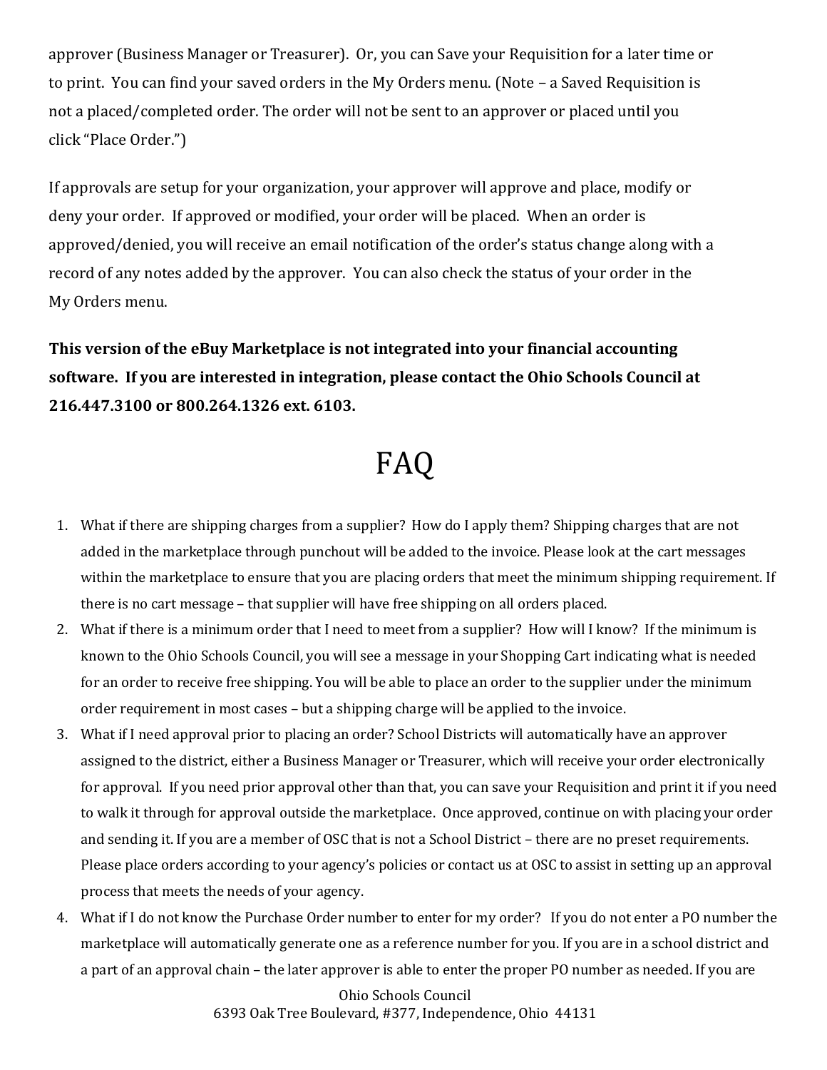approver (Business Manager or Treasurer). Or, you can Save your Requisition for a later time or to print. You can find your saved orders in the My Orders menu. (Note – a Saved Requisition is not a placed/completed order. The order will not be sent to an approver or placed until you click "Place Order.")

If approvals are setup for your organization, your approver will approve and place, modify or deny your order. If approved or modified, your order will be placed. When an order is approved/denied, you will receive an email notification of the order's status change along with a record of any notes added by the approver. You can also check the status of your order in the My Orders menu.

**This version of the eBuy Marketplace is not integrated into your financial accounting software. If you are interested in integration, please contact the Ohio Schools Council at 216.447.3100 or 800.264.1326 ext. 6103.**

# FAQ

1. What if there are shipping charges from a supplier? How do I apply them? Shipping charges that are not added in the marketplace through punchout will be added to the invoice. Please look at the cart messages within the marketplace to ensure that you are placing orders that meet the minimum shipping requirement. If there is no cart message – that supplier will have free shipping on all orders placed.
2. What if there is a minimum order that I need to meet from a supplier? How will I know? If the minimum is known to the Ohio Schools Council, you will see a message in your Shopping Cart indicating what is needed for an order to receive free shipping. You will be able to place an order to the supplier under the minimum order requirement in most cases – but a shipping charge will be applied to the invoice.
3. What if I need approval prior to placing an order? School Districts will automatically have an approver assigned to the district, either a Business Manager or Treasurer, which will receive your order electronically for approval. If you need prior approval other than that, you can save your Requisition and print it if you need to walk it through for approval outside the marketplace. Once approved, continue on with placing your order and sending it. If you are a member of OSC that is not a School District – there are no preset requirements. Please place orders according to your agency's policies or contact us at OSC to assist in setting up an approval process that meets the needs of your agency.
4. What if I do not know the Purchase Order number to enter for my order? If you do not enter a PO number the marketplace will automatically generate one as a reference number for you. If you are in a school district and a part of an approval chain – the later approver is able to enter the proper PO number as needed. If you are

Ohio Schools Council
6393 Oak Tree Boulevard, #377, Independence, Ohio 44131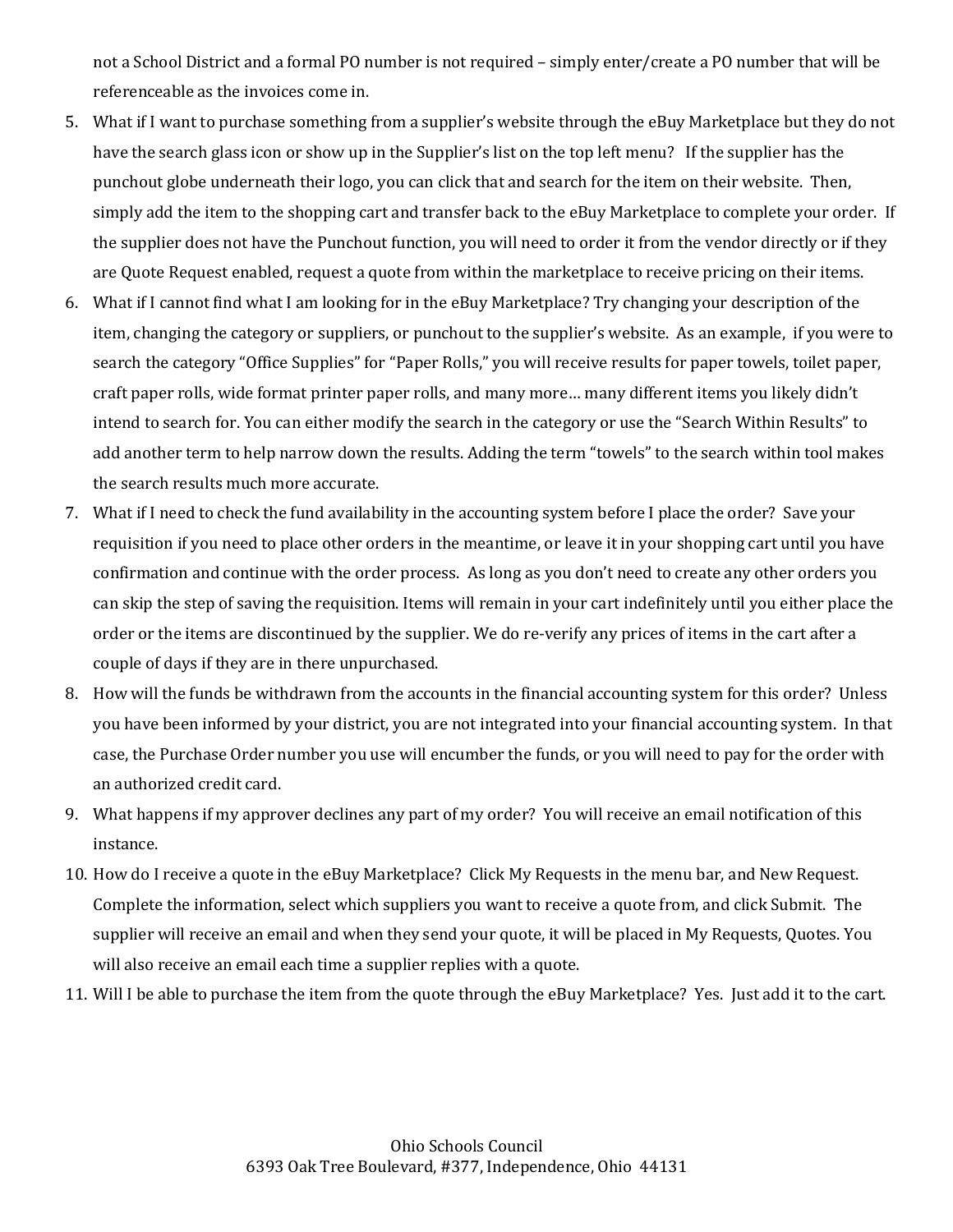not a School District and a formal PO number is not required – simply enter/create a PO number that will be referenceable as the invoices come in.

5. What if I want to purchase something from a supplier's website through the eBuy Marketplace but they do not have the search glass icon or show up in the Supplier's list on the top left menu? If the supplier has the punchout globe underneath their logo, you can click that and search for the item on their website. Then, simply add the item to the shopping cart and transfer back to the eBuy Marketplace to complete your order. If the supplier does not have the Punchout function, you will need to order it from the vendor directly or if they are Quote Request enabled, request a quote from within the marketplace to receive pricing on their items.
6. What if I cannot find what I am looking for in the eBuy Marketplace? Try changing your description of the item, changing the category or suppliers, or punchout to the supplier's website. As an example, if you were to search the category "Office Supplies" for "Paper Rolls," you will receive results for paper towels, toilet paper, craft paper rolls, wide format printer paper rolls, and many more… many different items you likely didn't intend to search for. You can either modify the search in the category or use the "Search Within Results" to add another term to help narrow down the results. Adding the term "towels" to the search within tool makes the search results much more accurate.
7. What if I need to check the fund availability in the accounting system before I place the order? Save your requisition if you need to place other orders in the meantime, or leave it in your shopping cart until you have confirmation and continue with the order process. As long as you don't need to create any other orders you can skip the step of saving the requisition. Items will remain in your cart indefinitely until you either place the order or the items are discontinued by the supplier. We do re-verify any prices of items in the cart after a couple of days if they are in there unpurchased.
8. How will the funds be withdrawn from the accounts in the financial accounting system for this order? Unless you have been informed by your district, you are not integrated into your financial accounting system. In that case, the Purchase Order number you use will encumber the funds, or you will need to pay for the order with an authorized credit card.
9. What happens if my approver declines any part of my order? You will receive an email notification of this instance.
10. How do I receive a quote in the eBuy Marketplace? Click My Requests in the menu bar, and New Request. Complete the information, select which suppliers you want to receive a quote from, and click Submit. The supplier will receive an email and when they send your quote, it will be placed in My Requests, Quotes. You will also receive an email each time a supplier replies with a quote.
11. Will I be able to purchase the item from the quote through the eBuy Marketplace? Yes. Just add it to the cart.